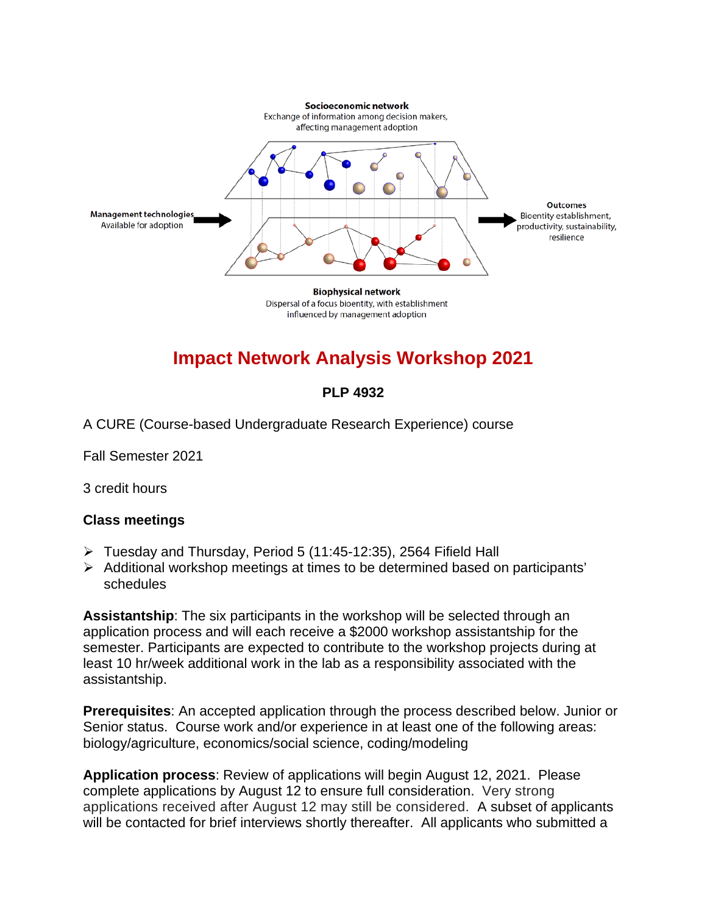Socioeconomic network
Exchange of information among decision makers, affecting management adoption

Management technologies
Available for adoption

Outcomes
Bioentity establishment, productivity, sustainability, resilience

Biophysical network
Dispersal of a focus bioentity, with establishment influenced by management adoption

# Impact Network Analysis Workshop 2021

**PLP 4932**

A CURE (Course-based Undergraduate Research Experience) course

Fall Semester 2021

3 credit hours

### Class meetings

- Tuesday and Thursday, Period 5 (11:45-12:35), 2564 Fifield Hall
- Additional workshop meetings at times to be determined based on participants' schedules

**Assistantship**: The six participants in the workshop will be selected through an application process and will each receive a $2000 workshop assistantship for the semester. Participants are expected to contribute to the workshop projects during at least 10 hr/week additional work in the lab as a responsibility associated with the assistantship.

**Prerequisites**: An accepted application through the process described below. Junior or Senior status. Course work and/or experience in at least one of the following areas: biology/agriculture, economics/social science, coding/modeling

**Application process**: Review of applications will begin August 12, 2021. Please complete applications by August 12 to ensure full consideration. Very strong applications received after August 12 may still be considered. A subset of applicants will be contacted for brief interviews shortly thereafter. All applicants who submitted a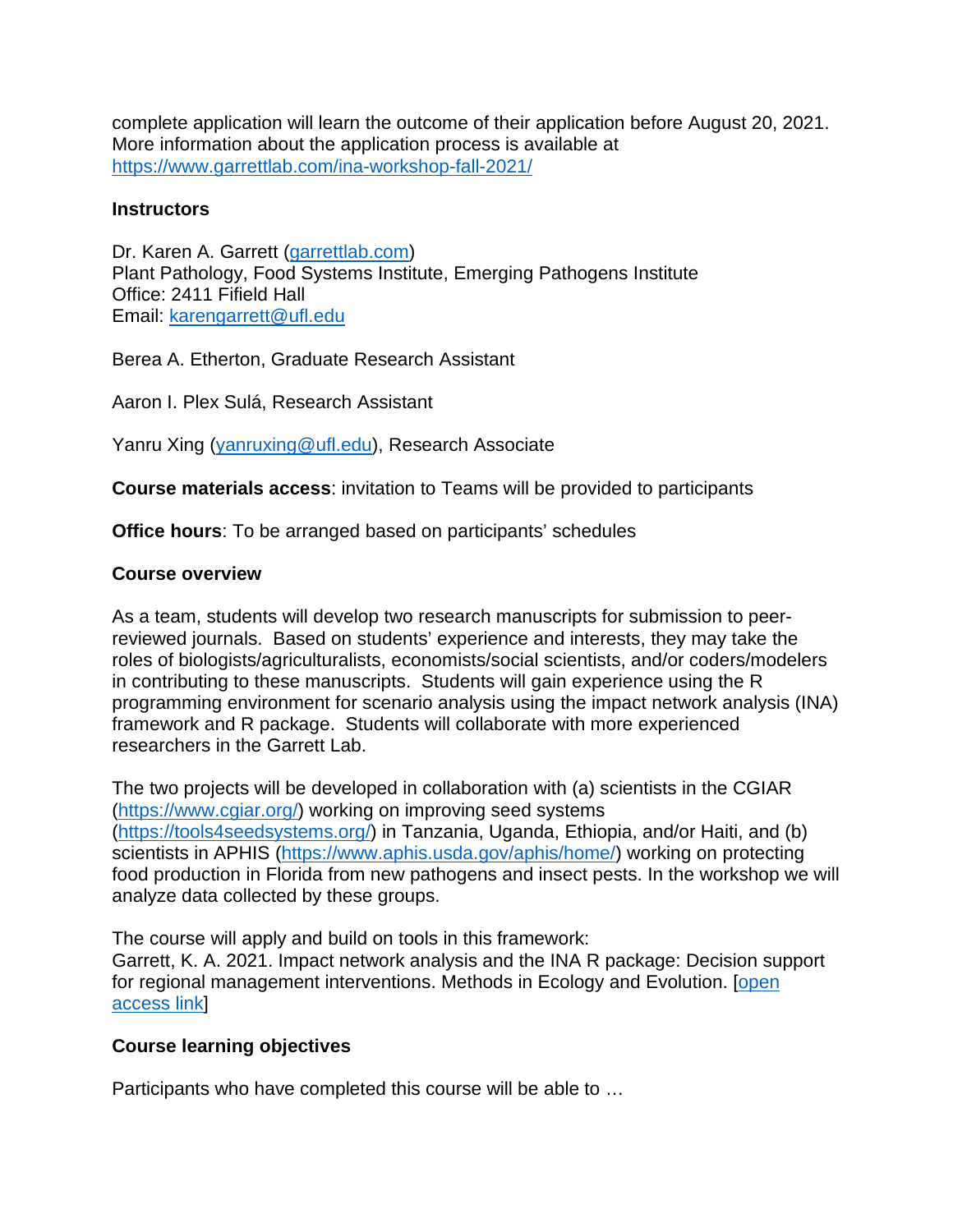complete application will learn the outcome of their application before August 20, 2021. More information about the application process is available at https://www.garrettlab.com/ina-workshop-fall-2021/

**Instructors**

Dr. Karen A. Garrett (garrettlab.com)
Plant Pathology, Food Systems Institute, Emerging Pathogens Institute
Office: 2411 Fifield Hall
Email: karengarrett@ufl.edu

Berea A. Etherton, Graduate Research Assistant

Aaron I. Plex Sulá, Research Assistant

Yanru Xing (yanruxing@ufl.edu), Research Associate

**Course materials access**: invitation to Teams will be provided to participants

**Office hours**: To be arranged based on participants' schedules

**Course overview**

As a team, students will develop two research manuscripts for submission to peer-reviewed journals. Based on students' experience and interests, they may take the roles of biologists/agriculturalists, economists/social scientists, and/or coders/modelers in contributing to these manuscripts. Students will gain experience using the R programming environment for scenario analysis using the impact network analysis (INA) framework and R package. Students will collaborate with more experienced researchers in the Garrett Lab.

The two projects will be developed in collaboration with (a) scientists in the CGIAR (https://www.cgiar.org/) working on improving seed systems (https://tools4seedsystems.org/) in Tanzania, Uganda, Ethiopia, and/or Haiti, and (b) scientists in APHIS (https://www.aphis.usda.gov/aphis/home/) working on protecting food production in Florida from new pathogens and insect pests. In the workshop we will analyze data collected by these groups.

The course will apply and build on tools in this framework:
Garrett, K. A. 2021. Impact network analysis and the INA R package: Decision support for regional management interventions. Methods in Ecology and Evolution. [open access link]

**Course learning objectives**

Participants who have completed this course will be able to …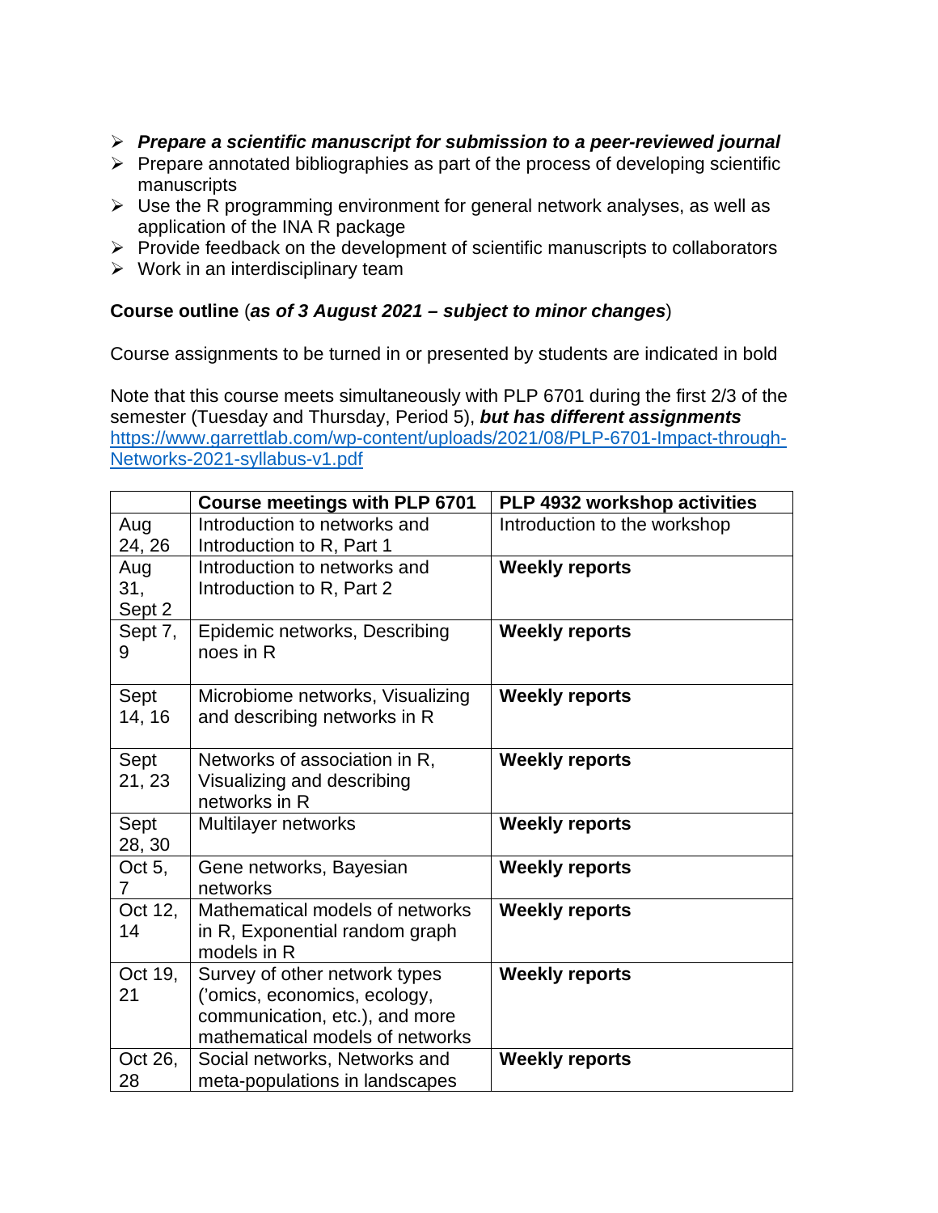- ***Prepare a scientific manuscript for submission to a peer-reviewed journal***
- Prepare annotated bibliographies as part of the process of developing scientific manuscripts
- Use the R programming environment for general network analyses, as well as application of the INA R package
- Provide feedback on the development of scientific manuscripts to collaborators
- Work in an interdisciplinary team

**Course outline** (***as of 3 August 2021 – subject to minor changes***)

Course assignments to be turned in or presented by students are indicated in bold

Note that this course meets simultaneously with PLP 6701 during the first 2/3 of the semester (Tuesday and Thursday, Period 5), ***but has different assignments*** [https://www.garrettlab.com/wp-content/uploads/2021/08/PLP-6701-Impact-through-Networks-2021-syllabus-v1.pdf](https://www.garrettlab.com/wp-content/uploads/2021/08/PLP-6701-Impact-through-Networks-2021-syllabus-v1.pdf)

| | **Course meetings with PLP 6701** | **PLP 4932 workshop activities** |
|---|---|---|
| Aug 24, 26 | Introduction to networks and Introduction to R, Part 1 | Introduction to the workshop |
| Aug 31, Sept 2 | Introduction to networks and Introduction to R, Part 2 | **Weekly reports** |
| Sept 7, 9 | Epidemic networks, Describing noes in R | **Weekly reports** |
| Sept 14, 16 | Microbiome networks, Visualizing and describing networks in R | **Weekly reports** |
| Sept 21, 23 | Networks of association in R, Visualizing and describing networks in R | **Weekly reports** |
| Sept 28, 30 | Multilayer networks | **Weekly reports** |
| Oct 5, 7 | Gene networks, Bayesian networks | **Weekly reports** |
| Oct 12, 14 | Mathematical models of networks in R, Exponential random graph models in R | **Weekly reports** |
| Oct 19, 21 | Survey of other network types ('omics, economics, ecology, communication, etc.), and more mathematical models of networks | **Weekly reports** |
| Oct 26, 28 | Social networks, Networks and meta-populations in landscapes | **Weekly reports** |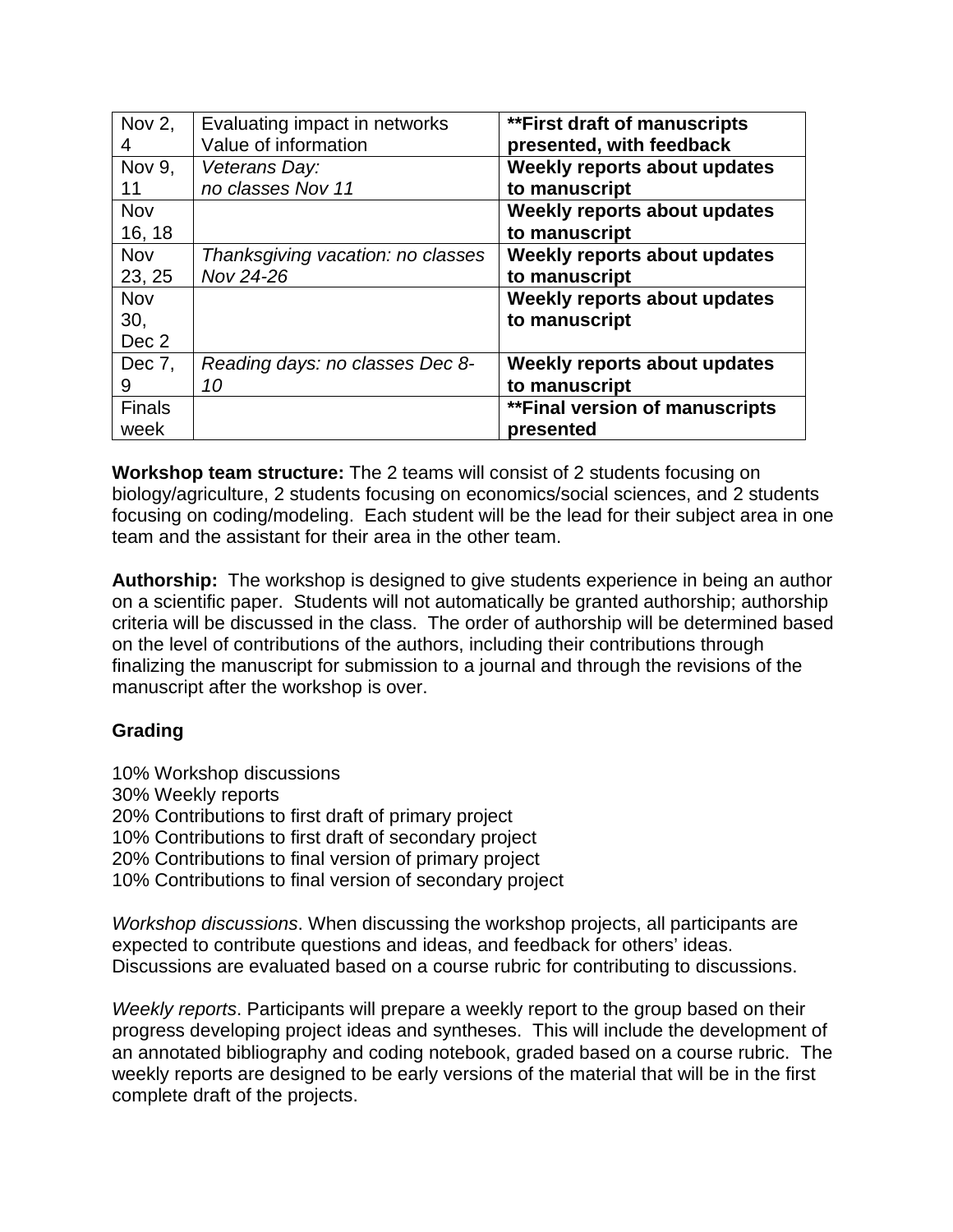| | | |
|---|---|---|
| Nov 2, 4 | Evaluating impact in networks<br>Value of information | **\*\*First draft of manuscripts presented, with feedback** |
| Nov 9, 11 | *Veterans Day: no classes Nov 11* | **Weekly reports about updates to manuscript** |
| Nov 16, 18 | | **Weekly reports about updates to manuscript** |
| Nov 23, 25 | *Thanksgiving vacation: no classes Nov 24-26* | **Weekly reports about updates to manuscript** |
| Nov 30, Dec 2 | | **Weekly reports about updates to manuscript** |
| Dec 7, 9 | *Reading days: no classes Dec 8-10* | **Weekly reports about updates to manuscript** |
| Finals week | | **\*\*Final version of manuscripts presented** |

**Workshop team structure:** The 2 teams will consist of 2 students focusing on biology/agriculture, 2 students focusing on economics/social sciences, and 2 students focusing on coding/modeling. Each student will be the lead for their subject area in one team and the assistant for their area in the other team.

**Authorship:** The workshop is designed to give students experience in being an author on a scientific paper. Students will not automatically be granted authorship; authorship criteria will be discussed in the class. The order of authorship will be determined based on the level of contributions of the authors, including their contributions through finalizing the manuscript for submission to a journal and through the revisions of the manuscript after the workshop is over.

**Grading**

10% Workshop discussions
30% Weekly reports
20% Contributions to first draft of primary project
10% Contributions to first draft of secondary project
20% Contributions to final version of primary project
10% Contributions to final version of secondary project

*Workshop discussions*. When discussing the workshop projects, all participants are expected to contribute questions and ideas, and feedback for others' ideas. Discussions are evaluated based on a course rubric for contributing to discussions.

*Weekly reports*. Participants will prepare a weekly report to the group based on their progress developing project ideas and syntheses. This will include the development of an annotated bibliography and coding notebook, graded based on a course rubric. The weekly reports are designed to be early versions of the material that will be in the first complete draft of the projects.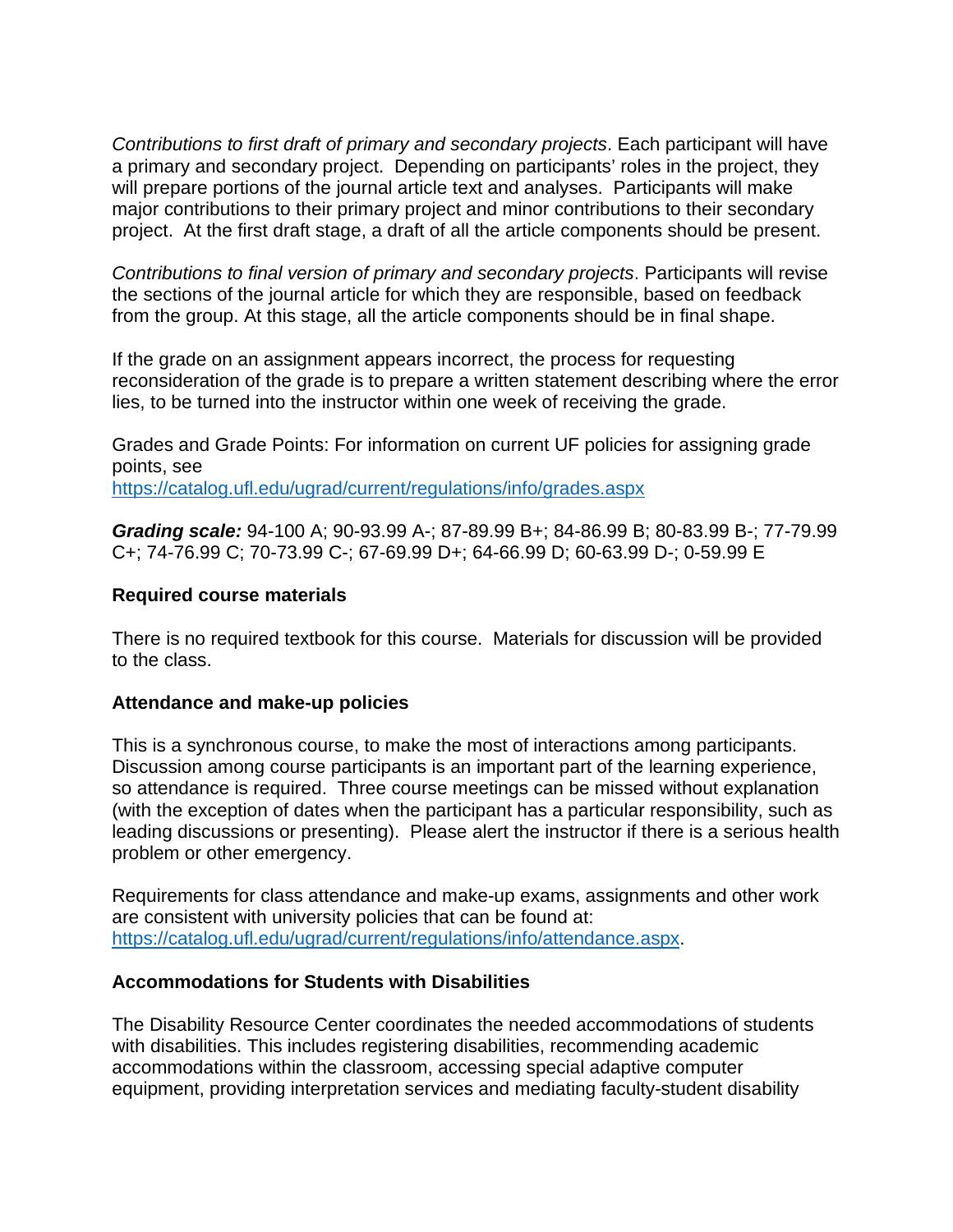*Contributions to first draft of primary and secondary projects*. Each participant will have a primary and secondary project. Depending on participants' roles in the project, they will prepare portions of the journal article text and analyses. Participants will make major contributions to their primary project and minor contributions to their secondary project. At the first draft stage, a draft of all the article components should be present.

*Contributions to final version of primary and secondary projects*. Participants will revise the sections of the journal article for which they are responsible, based on feedback from the group. At this stage, all the article components should be in final shape.

If the grade on an assignment appears incorrect, the process for requesting reconsideration of the grade is to prepare a written statement describing where the error lies, to be turned into the instructor within one week of receiving the grade.

Grades and Grade Points: For information on current UF policies for assigning grade points, see
https://catalog.ufl.edu/ugrad/current/regulations/info/grades.aspx

***Grading scale:*** 94-100 A; 90-93.99 A-; 87-89.99 B+; 84-86.99 B; 80-83.99 B-; 77-79.99 C+; 74-76.99 C; 70-73.99 C-; 67-69.99 D+; 64-66.99 D; 60-63.99 D-; 0-59.99 E

**Required course materials**

There is no required textbook for this course. Materials for discussion will be provided to the class.

**Attendance and make-up policies**

This is a synchronous course, to make the most of interactions among participants. Discussion among course participants is an important part of the learning experience, so attendance is required. Three course meetings can be missed without explanation (with the exception of dates when the participant has a particular responsibility, such as leading discussions or presenting). Please alert the instructor if there is a serious health problem or other emergency.

Requirements for class attendance and make-up exams, assignments and other work are consistent with university policies that can be found at:
https://catalog.ufl.edu/ugrad/current/regulations/info/attendance.aspx.

**Accommodations for Students with Disabilities**

The Disability Resource Center coordinates the needed accommodations of students with disabilities. This includes registering disabilities, recommending academic accommodations within the classroom, accessing special adaptive computer equipment, providing interpretation services and mediating faculty-student disability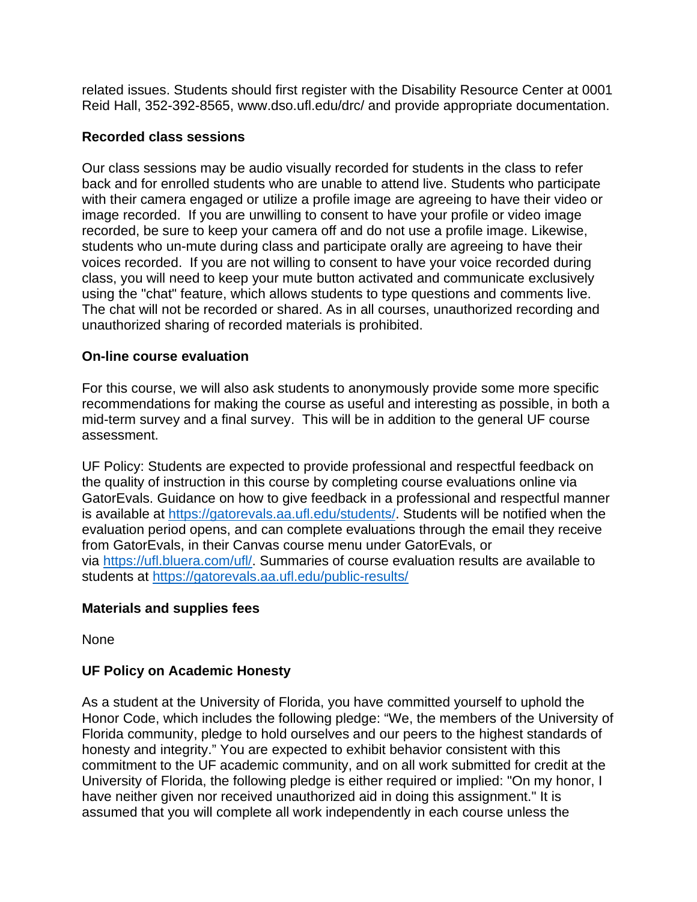related issues. Students should first register with the Disability Resource Center at 0001 Reid Hall, 352-392-8565, www.dso.ufl.edu/drc/ and provide appropriate documentation.

**Recorded class sessions**

Our class sessions may be audio visually recorded for students in the class to refer back and for enrolled students who are unable to attend live. Students who participate with their camera engaged or utilize a profile image are agreeing to have their video or image recorded. If you are unwilling to consent to have your profile or video image recorded, be sure to keep your camera off and do not use a profile image. Likewise, students who un-mute during class and participate orally are agreeing to have their voices recorded. If you are not willing to consent to have your voice recorded during class, you will need to keep your mute button activated and communicate exclusively using the "chat" feature, which allows students to type questions and comments live. The chat will not be recorded or shared. As in all courses, unauthorized recording and unauthorized sharing of recorded materials is prohibited.

**On-line course evaluation**

For this course, we will also ask students to anonymously provide some more specific recommendations for making the course as useful and interesting as possible, in both a mid-term survey and a final survey. This will be in addition to the general UF course assessment.

UF Policy: Students are expected to provide professional and respectful feedback on the quality of instruction in this course by completing course evaluations online via GatorEvals. Guidance on how to give feedback in a professional and respectful manner is available at [https://gatorevals.aa.ufl.edu/students/](https://gatorevals.aa.ufl.edu/students/). Students will be notified when the evaluation period opens, and can complete evaluations through the email they receive from GatorEvals, in their Canvas course menu under GatorEvals, or via [https://ufl.bluera.com/ufl/](https://ufl.bluera.com/ufl/). Summaries of course evaluation results are available to students at [https://gatorevals.aa.ufl.edu/public-results/](https://gatorevals.aa.ufl.edu/public-results/)

**Materials and supplies fees**

None

**UF Policy on Academic Honesty**

As a student at the University of Florida, you have committed yourself to uphold the Honor Code, which includes the following pledge: "We, the members of the University of Florida community, pledge to hold ourselves and our peers to the highest standards of honesty and integrity." You are expected to exhibit behavior consistent with this commitment to the UF academic community, and on all work submitted for credit at the University of Florida, the following pledge is either required or implied: "On my honor, I have neither given nor received unauthorized aid in doing this assignment." It is assumed that you will complete all work independently in each course unless the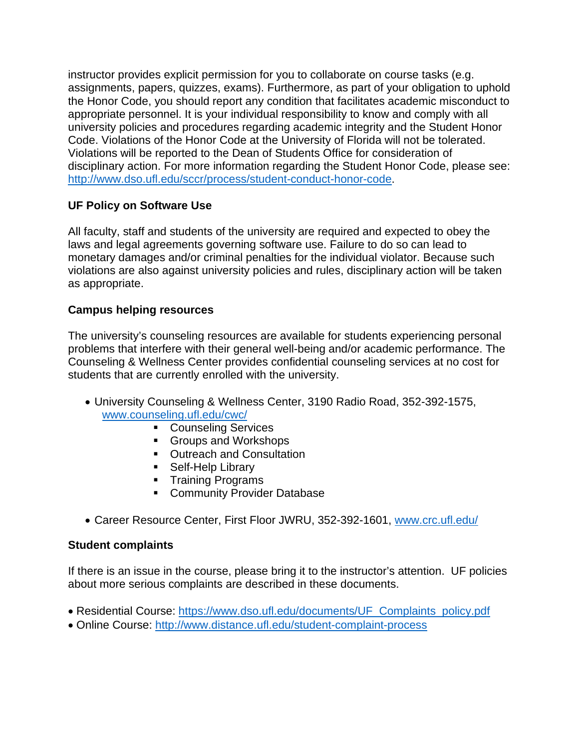instructor provides explicit permission for you to collaborate on course tasks (e.g. assignments, papers, quizzes, exams). Furthermore, as part of your obligation to uphold the Honor Code, you should report any condition that facilitates academic misconduct to appropriate personnel. It is your individual responsibility to know and comply with all university policies and procedures regarding academic integrity and the Student Honor Code. Violations of the Honor Code at the University of Florida will not be tolerated. Violations will be reported to the Dean of Students Office for consideration of disciplinary action. For more information regarding the Student Honor Code, please see: http://www.dso.ufl.edu/sccr/process/student-conduct-honor-code.

**UF Policy on Software Use**

All faculty, staff and students of the university are required and expected to obey the laws and legal agreements governing software use. Failure to do so can lead to monetary damages and/or criminal penalties for the individual violator. Because such violations are also against university policies and rules, disciplinary action will be taken as appropriate.

**Campus helping resources**

The university's counseling resources are available for students experiencing personal problems that interfere with their general well-being and/or academic performance. The Counseling & Wellness Center provides confidential counseling services at no cost for students that are currently enrolled with the university.

- University Counseling & Wellness Center, 3190 Radio Road, 352-392-1575, www.counseling.ufl.edu/cwc/
    - Counseling Services
    - Groups and Workshops
    - Outreach and Consultation
    - Self-Help Library
    - Training Programs
    - Community Provider Database
- Career Resource Center, First Floor JWRU, 352-392-1601, www.crc.ufl.edu/

**Student complaints**

If there is an issue in the course, please bring it to the instructor's attention. UF policies about more serious complaints are described in these documents.

- Residential Course: https://www.dso.ufl.edu/documents/UF_Complaints_policy.pdf
- Online Course: http://www.distance.ufl.edu/student-complaint-process